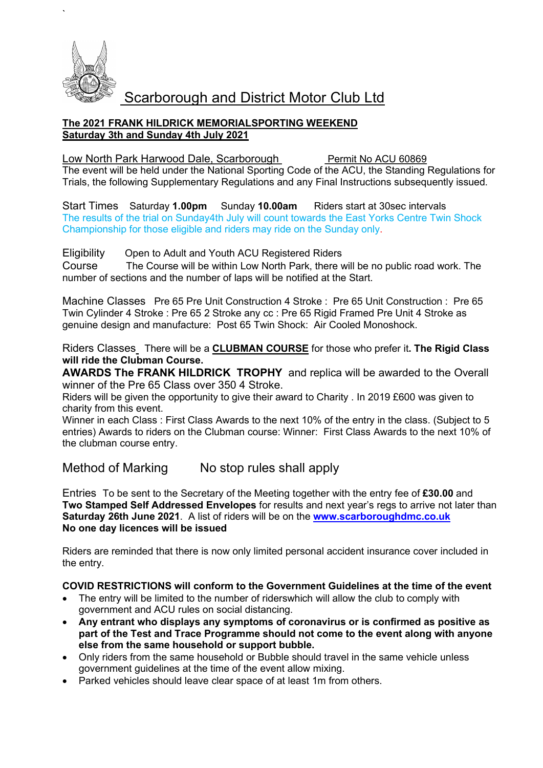`

# Scarborough and District Motor Club Ltd

**The 2021 FRANK HILDRICK MEMORIALSPORTING WEEKEND**
**Saturday 3th and Sunday 4th July 2021**

Low North Park Harwood Dale, Scarborough    Permit No ACU 60869

The event will be held under the National Sporting Code of the ACU, the Standing Regulations for Trials, the following Supplementary Regulations and any Final Instructions subsequently issued.

Start Times  Saturday **1.00pm**  Sunday **10.00am**  Riders start at 30sec intervals

The results of the trial on Sunday4th July will count towards the East Yorks Centre Twin Shock Championship for those eligible and riders may ride on the Sunday only.

Eligibility  Open to Adult and Youth ACU Registered Riders

Course  The Course will be within Low North Park, there will be no public road work. The number of sections and the number of laps will be notified at the Start.

Machine Classes  Pre 65 Pre Unit Construction 4 Stroke : Pre 65 Unit Construction : Pre 65 Twin Cylinder 4 Stroke : Pre 65 2 Stroke any cc : Pre 65 Rigid Framed Pre Unit 4 Stroke as genuine design and manufacture: Post 65 Twin Shock: Air Cooled Monoshock.

Riders Classes  There will be a **CLUBMAN COURSE** for those who prefer it**. The Rigid Class will ride the Clubman Course.**

**AWARDS The FRANK HILDRICK TROPHY** and replica will be awarded to the Overall winner of the Pre 65 Class over 350 4 Stroke.

Riders will be given the opportunity to give their award to Charity . In 2019 £600 was given to charity from this event.

Winner in each Class : First Class Awards to the next 10% of the entry in the class. (Subject to 5 entries) Awards to riders on the Clubman course: Winner: First Class Awards to the next 10% of the clubman course entry.

Method of Marking  No stop rules shall apply

Entries  To be sent to the Secretary of the Meeting together with the entry fee of **£30.00** and **Two Stamped Self Addressed Envelopes** for results and next year's regs to arrive not later than **Saturday 26th June 2021**. A list of riders will be on the **www.scarboroughdmc.co.uk**

**No one day licences will be issued**

Riders are reminded that there is now only limited personal accident insurance cover included in the entry.

**COVID RESTRICTIONS will conform to the Government Guidelines at the time of the event**

- The entry will be limited to the number of riderswhich will allow the club to comply with government and ACU rules on social distancing.
- **Any entrant who displays any symptoms of coronavirus or is confirmed as positive as part of the Test and Trace Programme should not come to the event along with anyone else from the same household or support bubble.**
- Only riders from the same household or Bubble should travel in the same vehicle unless government guidelines at the time of the event allow mixing.
- Parked vehicles should leave clear space of at least 1m from others.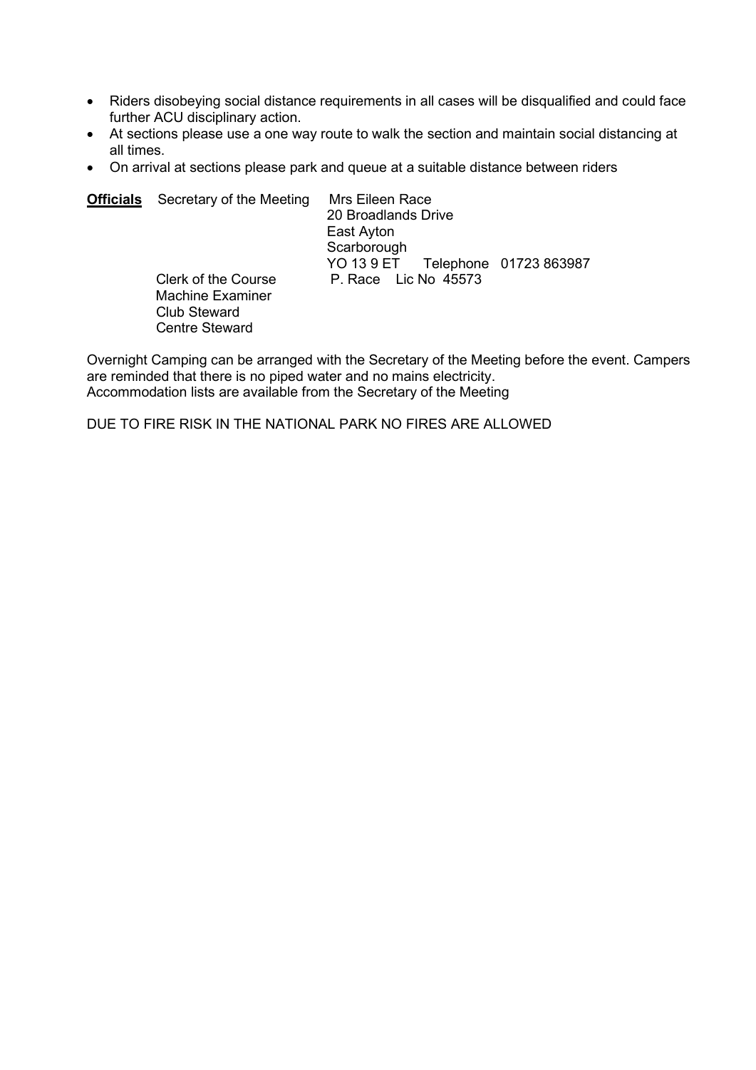- Riders disobeying social distance requirements in all cases will be disqualified and could face further ACU disciplinary action.
- At sections please use a one way route to walk the section and maintain social distancing at all times.
- On arrival at sections please park and queue at a suitable distance between riders

| | | |
|---|---|---|
| **Officials** | Secretary of the Meeting | Mrs Eileen Race<br>20 Broadlands Drive<br>East Ayton<br>Scarborough<br>YO 13 9 ET Telephone 01723 863987 |
| | Clerk of the Course | P. Race Lic No 45573 |
| | Machine Examiner | |
| | Club Steward | |
| | Centre Steward | |

Overnight Camping can be arranged with the Secretary of the Meeting before the event. Campers are reminded that there is no piped water and no mains electricity.
Accommodation lists are available from the Secretary of the Meeting

DUE TO FIRE RISK IN THE NATIONAL PARK NO FIRES ARE ALLOWED